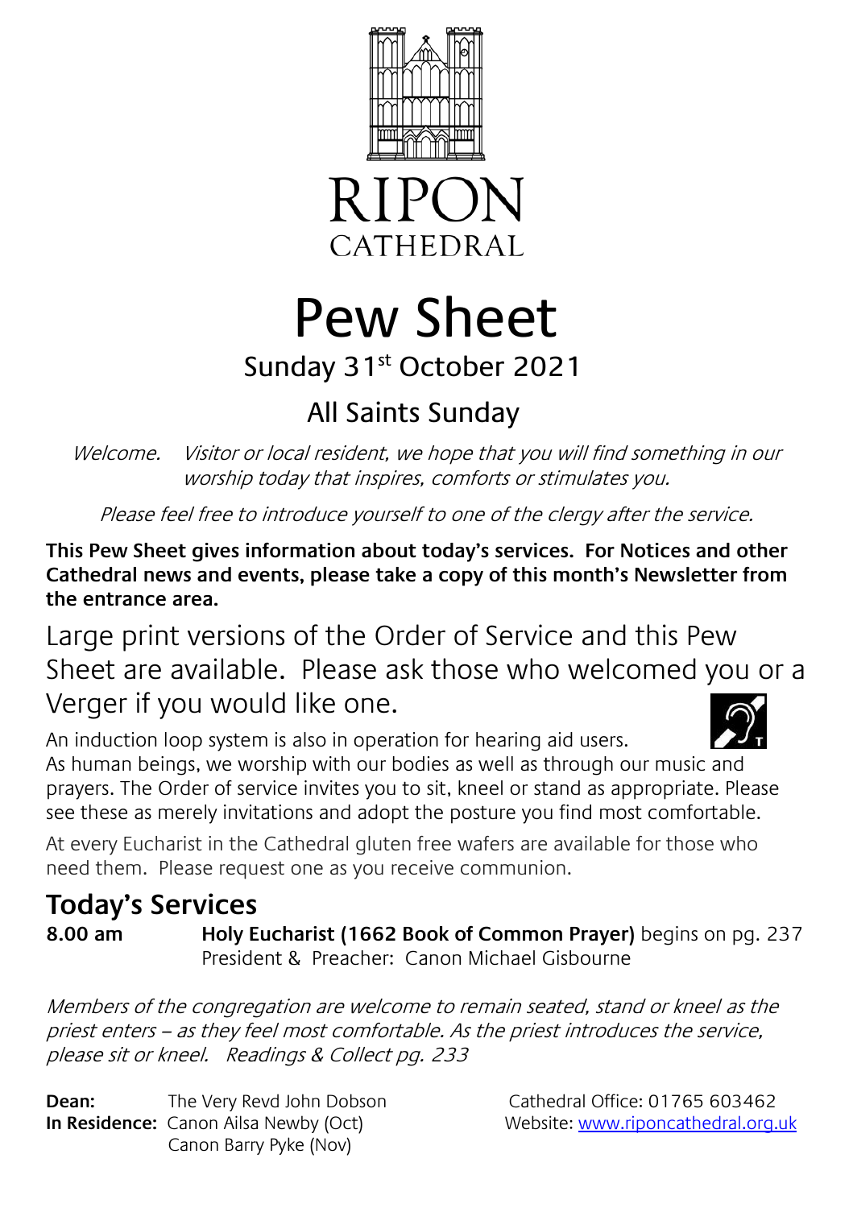RIPON
CATHEDRAL

# Pew Sheet

## Sunday 31st October 2021

## All Saints Sunday

*Welcome. Visitor or local resident, we hope that you will find something in our worship today that inspires, comforts or stimulates you.*

*Please feel free to introduce yourself to one of the clergy after the service.*

**This Pew Sheet gives information about today's services. For Notices and other Cathedral news and events, please take a copy of this month's Newsletter from the entrance area.**

Large print versions of the Order of Service and this Pew Sheet are available. Please ask those who welcomed you or a Verger if you would like one.

An induction loop system is also in operation for hearing aid users.
As human beings, we worship with our bodies as well as through our music and prayers. The Order of service invites you to sit, kneel or stand as appropriate. Please see these as merely invitations and adopt the posture you find most comfortable.

At every Eucharist in the Cathedral gluten free wafers are available for those who need them. Please request one as you receive communion.

## Today's Services

**8.00 am** **Holy Eucharist (1662 Book of Common Prayer)** begins on pg. 237
President & Preacher: Canon Michael Gisbourne

*Members of the congregation are welcome to remain seated, stand or kneel as the priest enters – as they feel most comfortable. As the priest introduces the service, please sit or kneel. Readings & Collect pg. 233*

**Dean:** The Very Revd John Dobson
**In Residence:** Canon Ailsa Newby (Oct)
Canon Barry Pyke (Nov)

Cathedral Office: 01765 603462
Website: www.riponcathedral.org.uk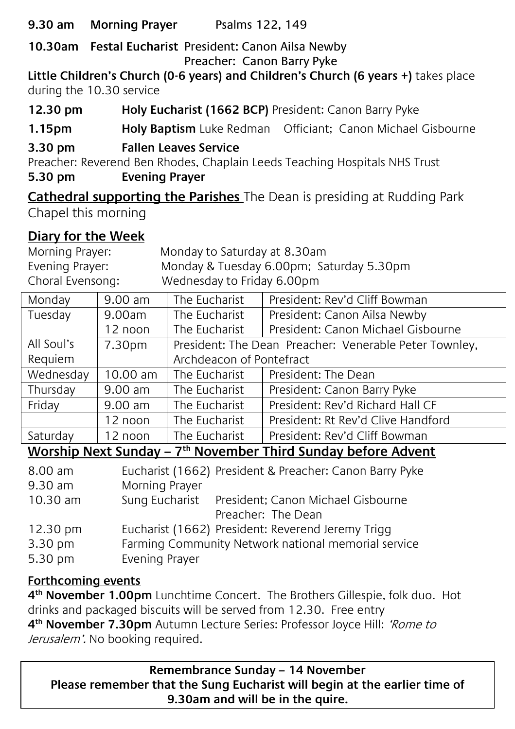**9.30 am Morning Prayer** Psalms 122, 149

**10.30am Festal Eucharist** President: Canon Ailsa Newby
Preacher: Canon Barry Pyke

**Little Children's Church (0-6 years) and Children's Church (6 years +)** takes place during the 10.30 service

**12.30 pm Holy Eucharist (1662 BCP)** President: Canon Barry Pyke

**1.15pm Holy Baptism** Luke Redman Officiant; Canon Michael Gisbourne

**3.30 pm Fallen Leaves Service**
Preacher: Reverend Ben Rhodes, Chaplain Leeds Teaching Hospitals NHS Trust

**5.30 pm Evening Prayer**

**Cathedral supporting the Parishes** The Dean is presiding at Rudding Park Chapel this morning

## Diary for the Week

Morning Prayer: Monday to Saturday at 8.30am
Evening Prayer: Monday & Tuesday 6.00pm; Saturday 5.30pm
Choral Evensong: Wednesday to Friday 6.00pm

| | | | |
|---|---|---|---|
| Monday | 9.00 am | The Eucharist | President: Rev'd Cliff Bowman |
| Tuesday | 9.00am | The Eucharist | President: Canon Ailsa Newby |
| | 12 noon | The Eucharist | President: Canon Michael Gisbourne |
| All Soul's Requiem | 7.30pm | President: The Dean Preacher: Venerable Peter Townley, Archdeacon of Pontefract | |
| Wednesday | 10.00 am | The Eucharist | President: The Dean |
| Thursday | 9.00 am | The Eucharist | President: Canon Barry Pyke |
| Friday | 9.00 am | The Eucharist | President: Rev'd Richard Hall CF |
| | 12 noon | The Eucharist | President: Rt Rev'd Clive Handford |
| Saturday | 12 noon | The Eucharist | President: Rev'd Cliff Bowman |

## Worship Next Sunday – 7th November Third Sunday before Advent

8.00 am Eucharist (1662) President & Preacher: Canon Barry Pyke
9.30 am Morning Prayer
10.30 am Sung Eucharist President; Canon Michael Gisbourne
Preacher: The Dean
12.30 pm Eucharist (1662) President: Reverend Jeremy Trigg
3.30 pm Farming Community Network national memorial service
5.30 pm Evening Prayer

### Forthcoming events

**4th November 1.00pm** Lunchtime Concert. The Brothers Gillespie, folk duo. Hot drinks and packaged biscuits will be served from 12.30. Free entry

**4th November 7.30pm** Autumn Lecture Series: Professor Joyce Hill: *'Rome to Jerusalem'.* No booking required.

**Remembrance Sunday – 14 November**
**Please remember that the Sung Eucharist will begin at the earlier time of 9.30am and will be in the quire.**